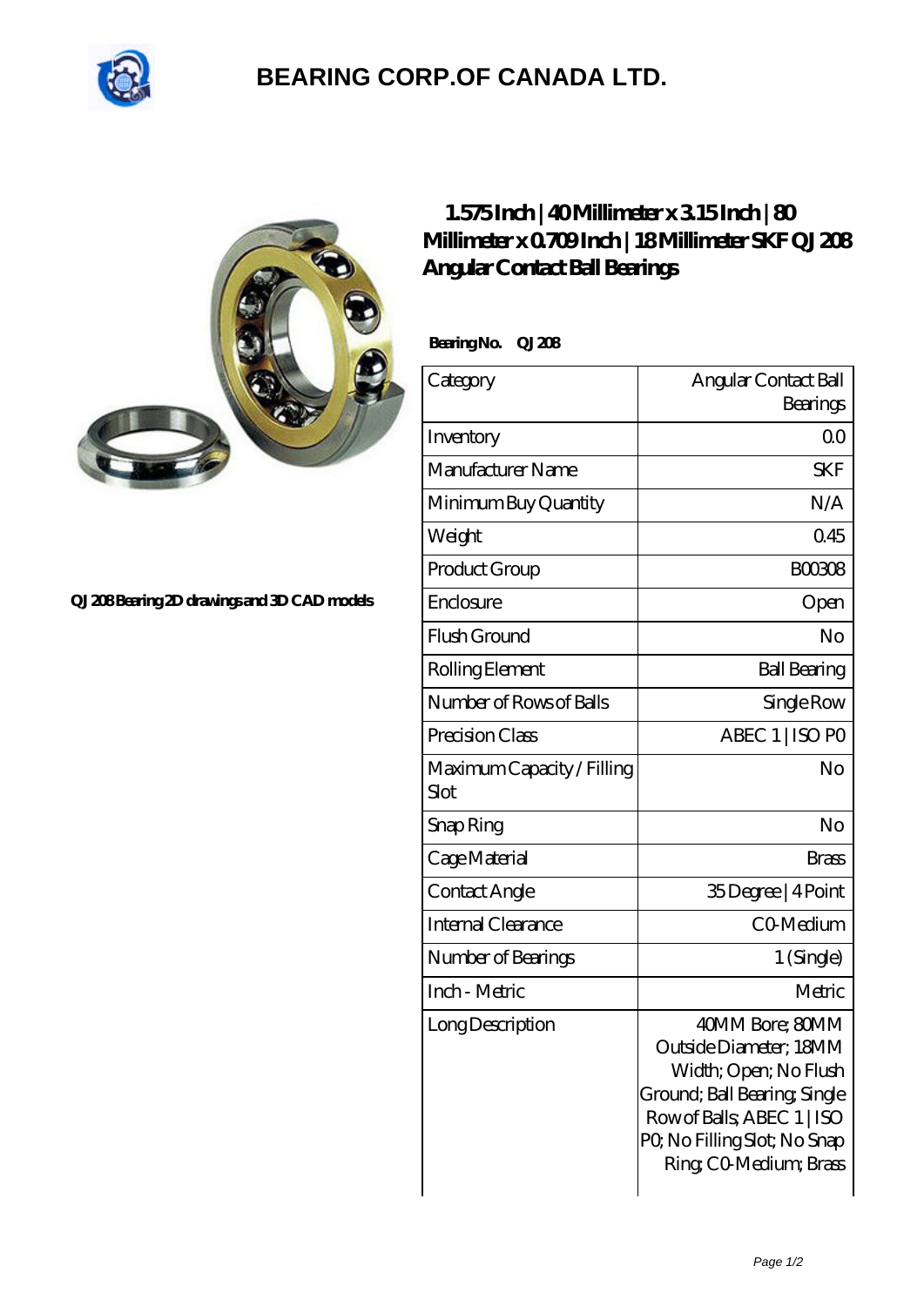# BEARING CORP.OF CANADA LTD.

QJ 208 Bearing 2D drawings and 3D CAD models

## 1.575 Inch | 40 Millimeter x 3.15 Inch | 80 Millimeter x 0.709 Inch | 18 Millimeter SKF QJ 208 Angular Contact Ball Bearings

**Bearing No. QJ 208**

| Category | Angular Contact Ball Bearings |
|---|---|
| Inventory | 0.0 |
| Manufacturer Name | SKF |
| Minimum Buy Quantity | N/A |
| Weight | 0.45 |
| Product Group | B00308 |
| Enclosure | Open |
| Flush Ground | No |
| Rolling Element | Ball Bearing |
| Number of Rows of Balls | Single Row |
| Precision Class | ABEC 1 \| ISO P0 |
| Maximum Capacity / Filling Slot | No |
| Snap Ring | No |
| Cage Material | Brass |
| Contact Angle | 35 Degree \| 4 Point |
| Internal Clearance | C0-Medium |
| Number of Bearings | 1 (Single) |
| Inch - Metric | Metric |
| Long Description | 40MM Bore; 80MM Outside Diameter; 18MM Width; Open; No Flush Ground; Ball Bearing; Single Row of Balls; ABEC 1 \| ISO P0; No Filling Slot; No Snap Ring; C0-Medium; Brass |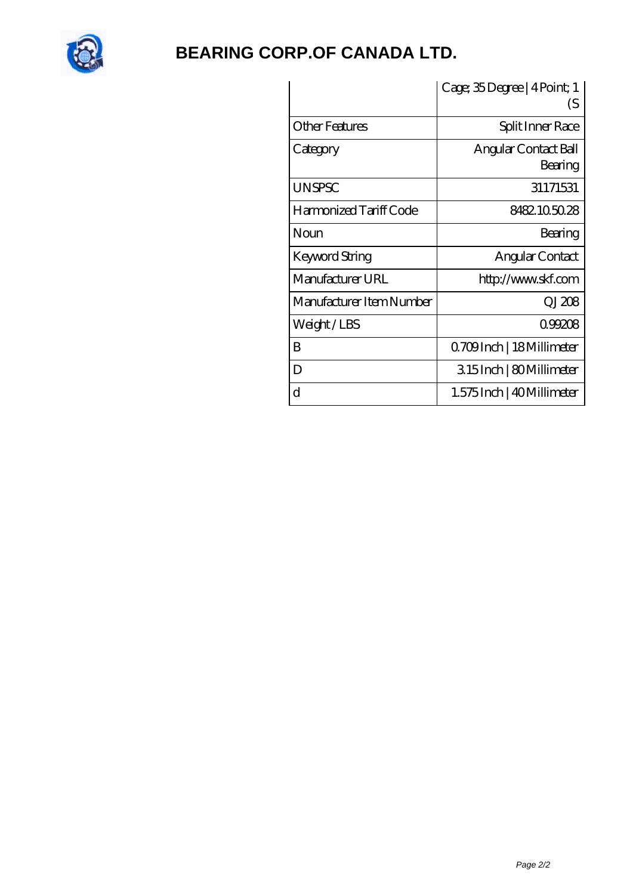| | |
|---|---|
| | Cage; 35 Degree \| 4 Point; 1 (S |
| Other Features | Split Inner Race |
| Category | Angular Contact Ball Bearing |
| UNSPSC | 31171531 |
| Harmonized Tariff Code | 8482.10.50.28 |
| Noun | Bearing |
| Keyword String | Angular Contact |
| Manufacturer URL | http://www.skf.com |
| Manufacturer Item Number | QJ 208 |
| Weight / LBS | 0.99208 |
| B | 0.709 Inch \| 18 Millimeter |
| D | 3.15 Inch \| 80 Millimeter |
| d | 1.575 Inch \| 40 Millimeter |